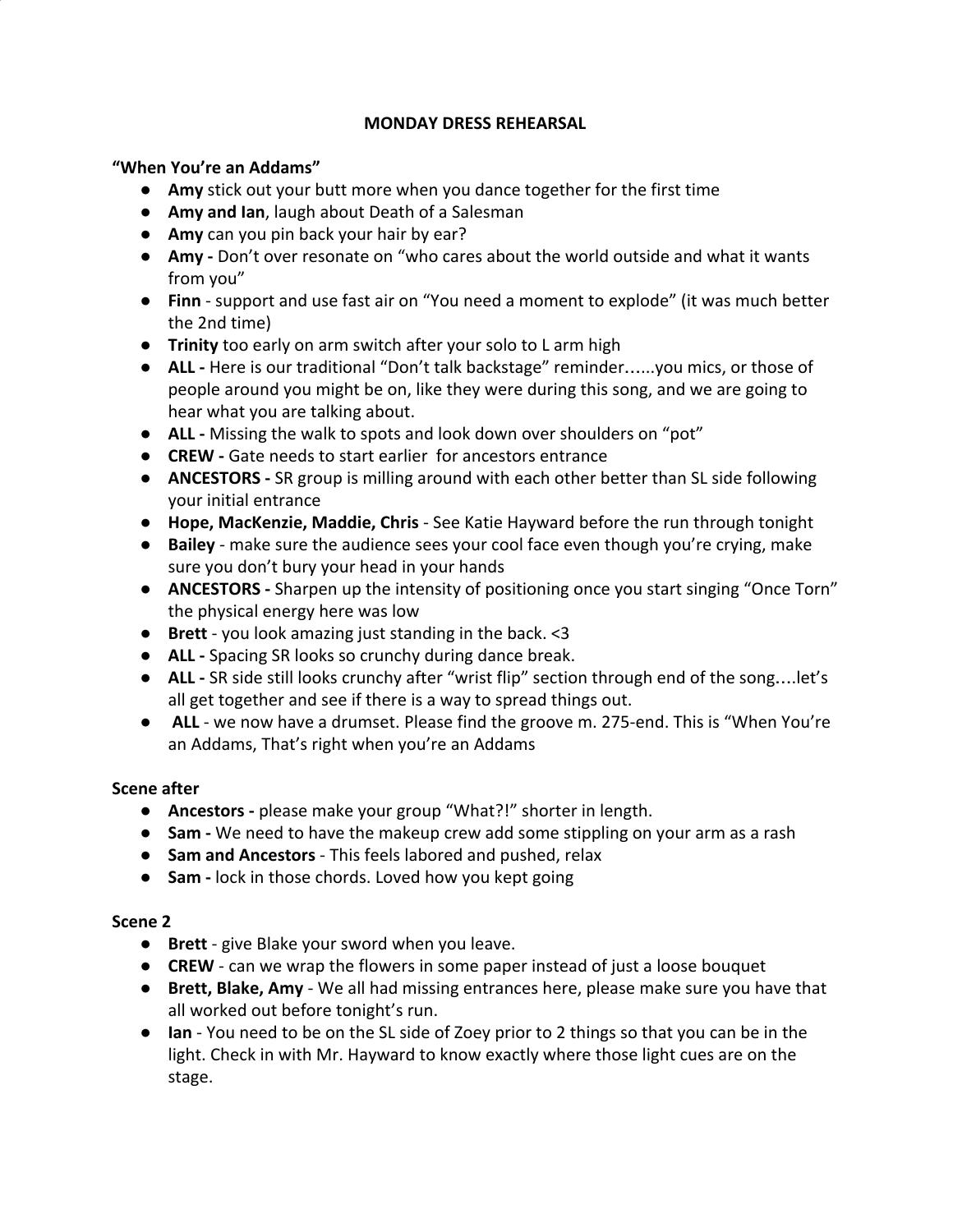# MONDAY DRESS REHEARSAL

**"When You're an Addams"**

- **Amy** stick out your butt more when you dance together for the first time
- **Amy and Ian**, laugh about Death of a Salesman
- **Amy** can you pin back your hair by ear?
- **Amy -** Don't over resonate on "who cares about the world outside and what it wants from you"
- **Finn** - support and use fast air on "You need a moment to explode" (it was much better the 2nd time)
- **Trinity** too early on arm switch after your solo to L arm high
- **ALL -** Here is our traditional "Don't talk backstage" reminder......you mics, or those of people around you might be on, like they were during this song, and we are going to hear what you are talking about.
- **ALL -** Missing the walk to spots and look down over shoulders on "pot"
- **CREW -** Gate needs to start earlier for ancestors entrance
- **ANCESTORS -** SR group is milling around with each other better than SL side following your initial entrance
- **Hope, MacKenzie, Maddie, Chris** - See Katie Hayward before the run through tonight
- **Bailey** - make sure the audience sees your cool face even though you're crying, make sure you don't bury your head in your hands
- **ANCESTORS -** Sharpen up the intensity of positioning once you start singing "Once Torn" the physical energy here was low
- **Brett** - you look amazing just standing in the back. <3
- **ALL -** Spacing SR looks so crunchy during dance break.
- **ALL -** SR side still looks crunchy after "wrist flip" section through end of the song....let's all get together and see if there is a way to spread things out.
- **ALL** - we now have a drumset. Please find the groove m. 275-end. This is "When You're an Addams, That's right when you're an Addams

**Scene after**

- **Ancestors -** please make your group "What?!" shorter in length.
- **Sam -** We need to have the makeup crew add some stippling on your arm as a rash
- **Sam and Ancestors** - This feels labored and pushed, relax
- **Sam -** lock in those chords. Loved how you kept going

**Scene 2**

- **Brett** - give Blake your sword when you leave.
- **CREW** - can we wrap the flowers in some paper instead of just a loose bouquet
- **Brett, Blake, Amy** - We all had missing entrances here, please make sure you have that all worked out before tonight's run.
- **Ian** - You need to be on the SL side of Zoey prior to 2 things so that you can be in the light. Check in with Mr. Hayward to know exactly where those light cues are on the stage.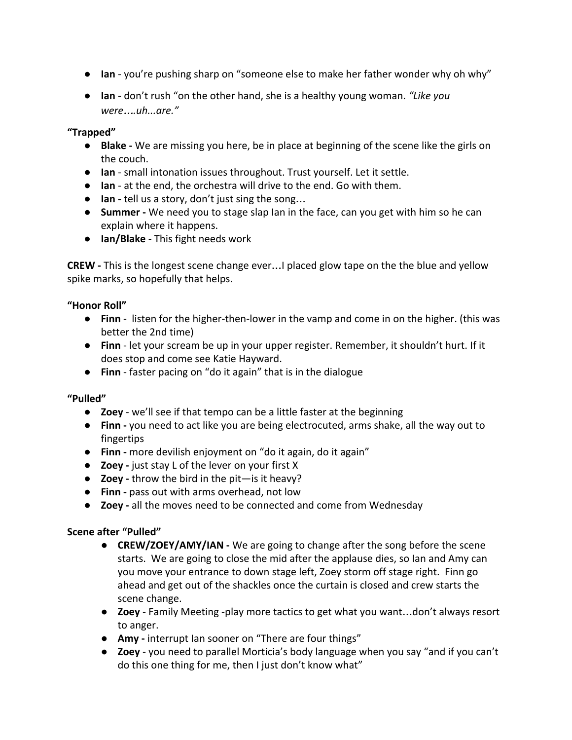- **Ian** - you're pushing sharp on "someone else to make her father wonder why oh why"
- **Ian** - don't rush "on the other hand, she is a healthy young woman. *"Like you were….uh...are."*

**"Trapped"**

- **Blake -** We are missing you here, be in place at beginning of the scene like the girls on the couch.
- **Ian** - small intonation issues throughout. Trust yourself. Let it settle.
- **Ian** - at the end, the orchestra will drive to the end. Go with them.
- **Ian -** tell us a story, don't just sing the song…
- **Summer -** We need you to stage slap Ian in the face, can you get with him so he can explain where it happens.
- **Ian/Blake** - This fight needs work

**CREW -** This is the longest scene change ever…I placed glow tape on the the blue and yellow spike marks, so hopefully that helps.

**"Honor Roll"**

- **Finn** - listen for the higher-then-lower in the vamp and come in on the higher. (this was better the 2nd time)
- **Finn** - let your scream be up in your upper register. Remember, it shouldn't hurt. If it does stop and come see Katie Hayward.
- **Finn** - faster pacing on "do it again" that is in the dialogue

**"Pulled"**

- **Zoey** - we'll see if that tempo can be a little faster at the beginning
- **Finn -** you need to act like you are being electrocuted, arms shake, all the way out to fingertips
- **Finn -** more devilish enjoyment on "do it again, do it again"
- **Zoey -** just stay L of the lever on your first X
- **Zoey -** throw the bird in the pit—is it heavy?
- **Finn -** pass out with arms overhead, not low
- **Zoey -** all the moves need to be connected and come from Wednesday

**Scene after "Pulled"**

- **CREW/ZOEY/AMY/IAN -** We are going to change after the song before the scene starts. We are going to close the mid after the applause dies, so Ian and Amy can you move your entrance to down stage left, Zoey storm off stage right. Finn go ahead and get out of the shackles once the curtain is closed and crew starts the scene change.
- **Zoey** - Family Meeting -play more tactics to get what you want…don't always resort to anger.
- **Amy -** interrupt Ian sooner on "There are four things"
- **Zoey** - you need to parallel Morticia's body language when you say "and if you can't do this one thing for me, then I just don't know what"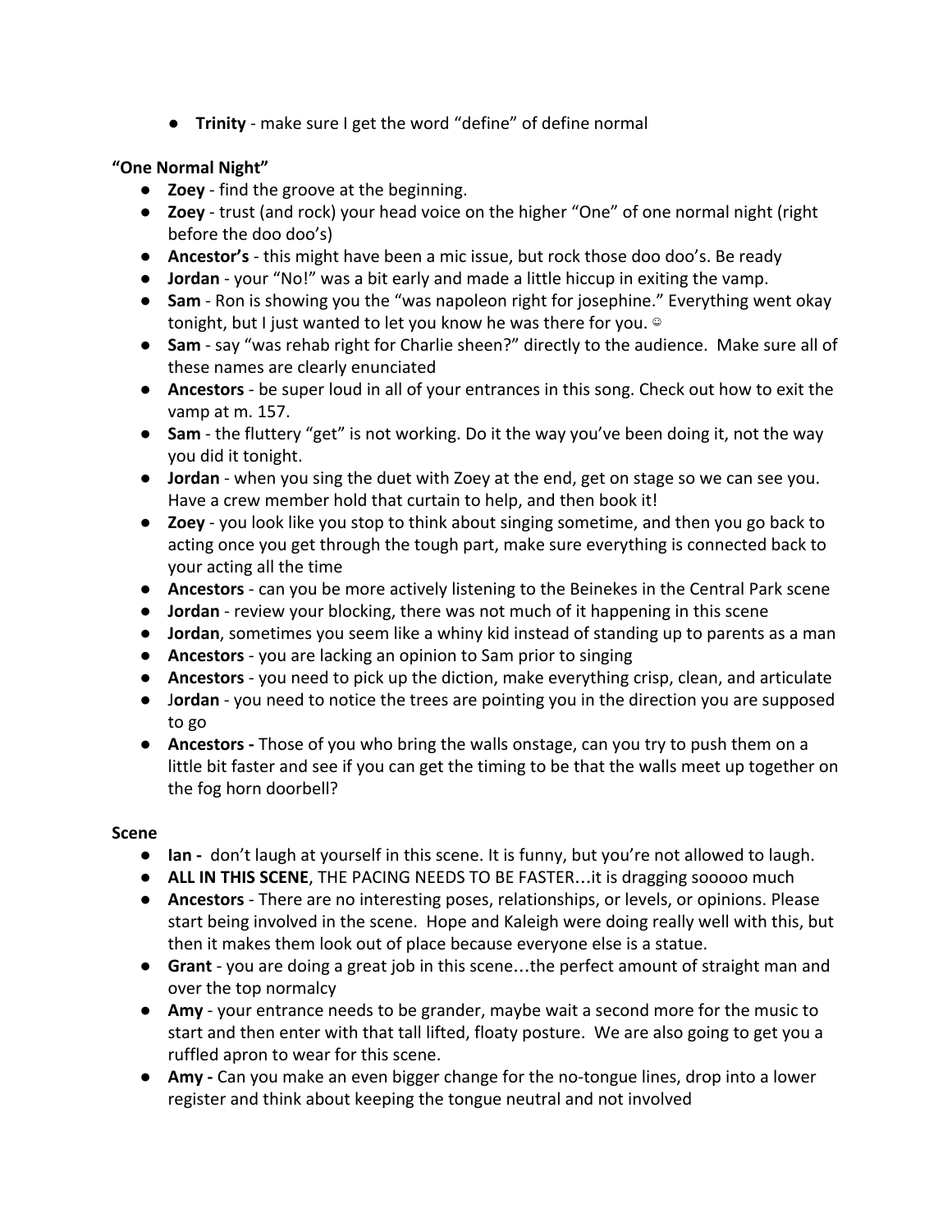- **Trinity** - make sure I get the word "define" of define normal

**"One Normal Night"**

- **Zoey** - find the groove at the beginning.
- **Zoey** - trust (and rock) your head voice on the higher "One" of one normal night (right before the doo doo's)
- **Ancestor's** - this might have been a mic issue, but rock those doo doo's. Be ready
- **Jordan** - your "No!" was a bit early and made a little hiccup in exiting the vamp.
- **Sam** - Ron is showing you the "was napoleon right for josephine." Everything went okay tonight, but I just wanted to let you know he was there for you. ☺
- **Sam** - say "was rehab right for Charlie sheen?" directly to the audience. Make sure all of these names are clearly enunciated
- **Ancestors** - be super loud in all of your entrances in this song. Check out how to exit the vamp at m. 157.
- **Sam** - the fluttery "get" is not working. Do it the way you've been doing it, not the way you did it tonight.
- **Jordan** - when you sing the duet with Zoey at the end, get on stage so we can see you. Have a crew member hold that curtain to help, and then book it!
- **Zoey** - you look like you stop to think about singing sometime, and then you go back to acting once you get through the tough part, make sure everything is connected back to your acting all the time
- **Ancestors** - can you be more actively listening to the Beinekes in the Central Park scene
- **Jordan** - review your blocking, there was not much of it happening in this scene
- **Jordan**, sometimes you seem like a whiny kid instead of standing up to parents as a man
- **Ancestors** - you are lacking an opinion to Sam prior to singing
- **Ancestors** - you need to pick up the diction, make everything crisp, clean, and articulate
- **Jordan** - you need to notice the trees are pointing you in the direction you are supposed to go
- **Ancestors -** Those of you who bring the walls onstage, can you try to push them on a little bit faster and see if you can get the timing to be that the walls meet up together on the fog horn doorbell?

**Scene**

- **Ian -** don't laugh at yourself in this scene. It is funny, but you're not allowed to laugh.
- **ALL IN THIS SCENE**, THE PACING NEEDS TO BE FASTER…it is dragging sooooo much
- **Ancestors** - There are no interesting poses, relationships, or levels, or opinions. Please start being involved in the scene. Hope and Kaleigh were doing really well with this, but then it makes them look out of place because everyone else is a statue.
- **Grant** - you are doing a great job in this scene…the perfect amount of straight man and over the top normalcy
- **Amy** - your entrance needs to be grander, maybe wait a second more for the music to start and then enter with that tall lifted, floaty posture. We are also going to get you a ruffled apron to wear for this scene.
- **Amy -** Can you make an even bigger change for the no-tongue lines, drop into a lower register and think about keeping the tongue neutral and not involved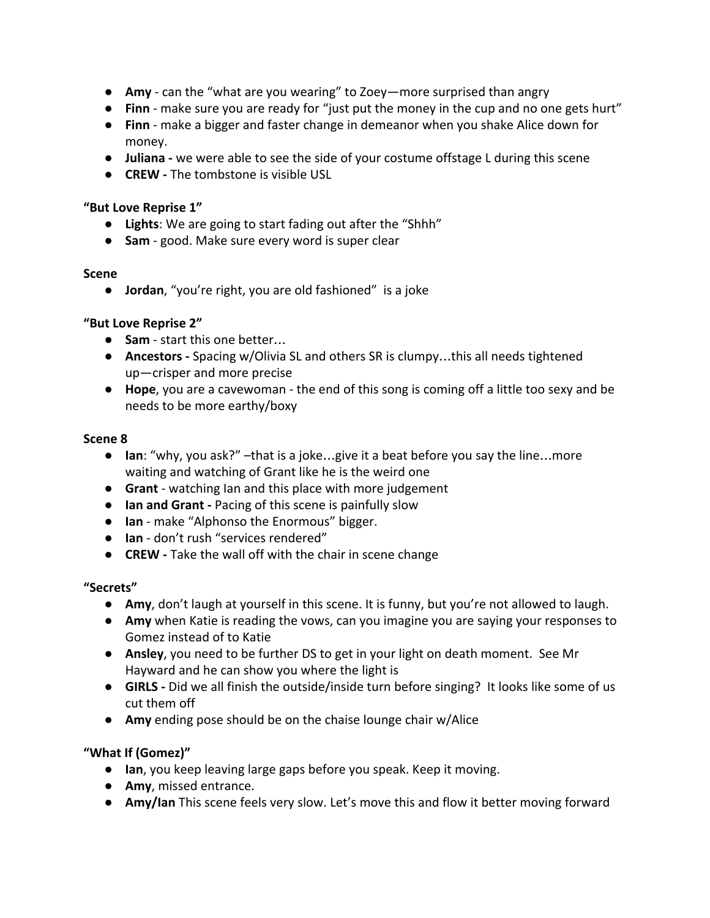- **Amy** - can the "what are you wearing" to Zoey—more surprised than angry
- **Finn** - make sure you are ready for "just put the money in the cup and no one gets hurt"
- **Finn** - make a bigger and faster change in demeanor when you shake Alice down for money.
- **Juliana -** we were able to see the side of your costume offstage L during this scene
- **CREW -** The tombstone is visible USL

**"But Love Reprise 1"**

- **Lights**: We are going to start fading out after the "Shhh"
- **Sam** - good. Make sure every word is super clear

**Scene**

- **Jordan**, "you're right, you are old fashioned" is a joke

**"But Love Reprise 2"**

- **Sam** - start this one better…
- **Ancestors -** Spacing w/Olivia SL and others SR is clumpy…this all needs tightened up—crisper and more precise
- **Hope**, you are a cavewoman - the end of this song is coming off a little too sexy and be needs to be more earthy/boxy

**Scene 8**

- **Ian**: "why, you ask?" –that is a joke…give it a beat before you say the line…more waiting and watching of Grant like he is the weird one
- **Grant** - watching Ian and this place with more judgement
- **Ian and Grant -** Pacing of this scene is painfully slow
- **Ian** - make "Alphonso the Enormous" bigger.
- **Ian** - don't rush "services rendered"
- **CREW -** Take the wall off with the chair in scene change

**"Secrets"**

- **Amy**, don't laugh at yourself in this scene. It is funny, but you're not allowed to laugh.
- **Amy** when Katie is reading the vows, can you imagine you are saying your responses to Gomez instead of to Katie
- **Ansley**, you need to be further DS to get in your light on death moment. See Mr Hayward and he can show you where the light is
- **GIRLS -** Did we all finish the outside/inside turn before singing? It looks like some of us cut them off
- **Amy** ending pose should be on the chaise lounge chair w/Alice

**"What If (Gomez)"**

- **Ian**, you keep leaving large gaps before you speak. Keep it moving.
- **Amy**, missed entrance.
- **Amy/Ian** This scene feels very slow. Let's move this and flow it better moving forward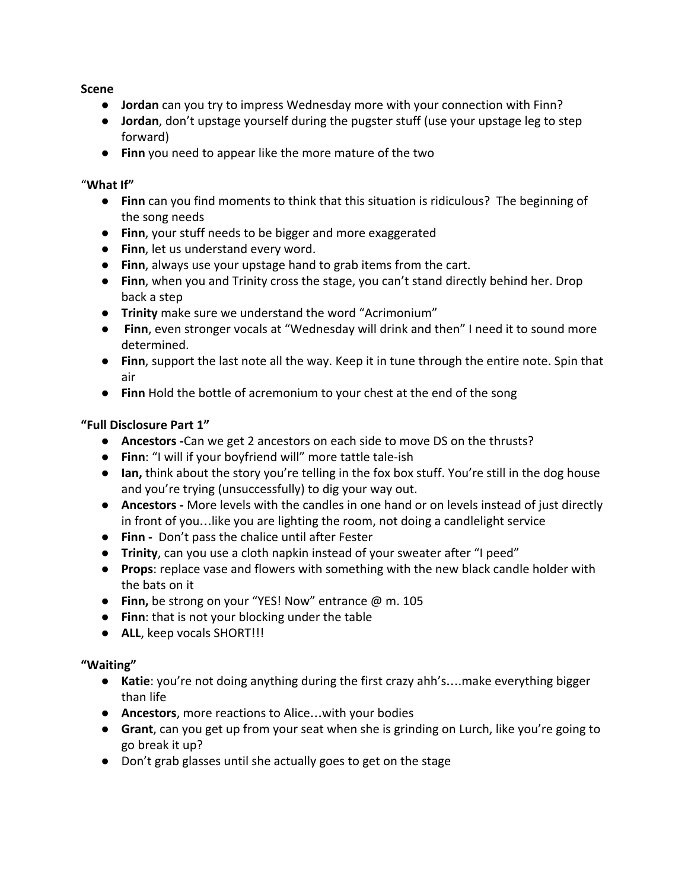**Scene**

- **Jordan** can you try to impress Wednesday more with your connection with Finn?
- **Jordan**, don't upstage yourself during the pugster stuff (use your upstage leg to step forward)
- **Finn** you need to appear like the more mature of the two

"**What If"**

- **Finn** can you find moments to think that this situation is ridiculous? The beginning of the song needs
- **Finn**, your stuff needs to be bigger and more exaggerated
- **Finn**, let us understand every word.
- **Finn**, always use your upstage hand to grab items from the cart.
- **Finn**, when you and Trinity cross the stage, you can't stand directly behind her. Drop back a step
- **Trinity** make sure we understand the word "Acrimonium"
- **Finn**, even stronger vocals at "Wednesday will drink and then" I need it to sound more determined.
- **Finn**, support the last note all the way. Keep it in tune through the entire note. Spin that air
- **Finn** Hold the bottle of acremonium to your chest at the end of the song

**"Full Disclosure Part 1"**

- **Ancestors -**Can we get 2 ancestors on each side to move DS on the thrusts?
- **Finn**: "I will if your boyfriend will" more tattle tale-ish
- **Ian,** think about the story you're telling in the fox box stuff. You're still in the dog house and you're trying (unsuccessfully) to dig your way out.
- **Ancestors -** More levels with the candles in one hand or on levels instead of just directly in front of you…like you are lighting the room, not doing a candlelight service
- **Finn -** Don't pass the chalice until after Fester
- **Trinity**, can you use a cloth napkin instead of your sweater after "I peed"
- **Props**: replace vase and flowers with something with the new black candle holder with the bats on it
- **Finn,** be strong on your "YES! Now" entrance @ m. 105
- **Finn**: that is not your blocking under the table
- **ALL**, keep vocals SHORT!!!

**"Waiting"**

- **Katie**: you're not doing anything during the first crazy ahh's….make everything bigger than life
- **Ancestors**, more reactions to Alice…with your bodies
- **Grant**, can you get up from your seat when she is grinding on Lurch, like you're going to go break it up?
- Don't grab glasses until she actually goes to get on the stage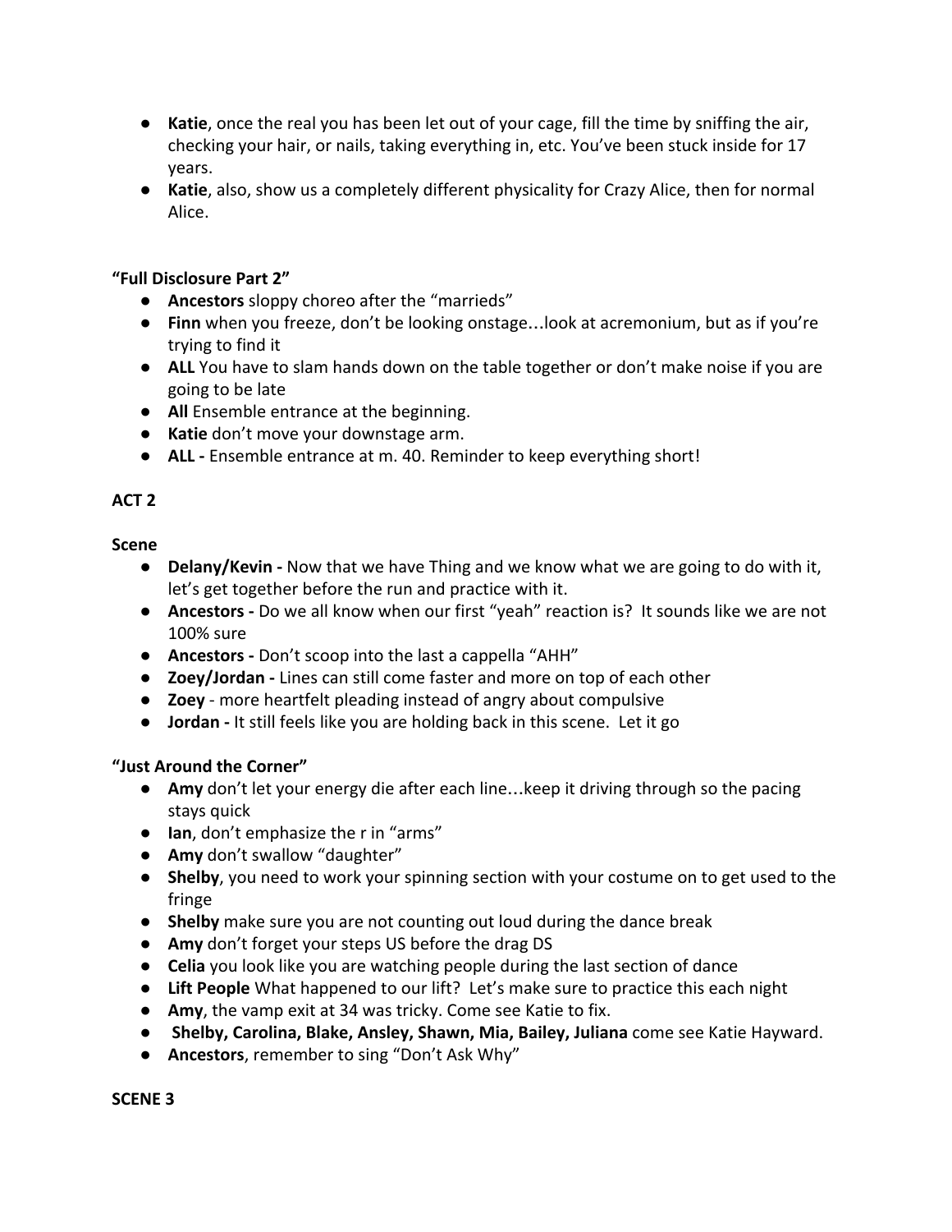- **Katie**, once the real you has been let out of your cage, fill the time by sniffing the air, checking your hair, or nails, taking everything in, etc. You've been stuck inside for 17 years.
- **Katie**, also, show us a completely different physicality for Crazy Alice, then for normal Alice.

**"Full Disclosure Part 2"**

- **Ancestors** sloppy choreo after the "marrieds"
- **Finn** when you freeze, don't be looking onstage…look at acremonium, but as if you're trying to find it
- **ALL** You have to slam hands down on the table together or don't make noise if you are going to be late
- **All** Ensemble entrance at the beginning.
- **Katie** don't move your downstage arm.
- **ALL -** Ensemble entrance at m. 40. Reminder to keep everything short!

**ACT 2**

**Scene**

- **Delany/Kevin -** Now that we have Thing and we know what we are going to do with it, let's get together before the run and practice with it.
- **Ancestors -** Do we all know when our first "yeah" reaction is? It sounds like we are not 100% sure
- **Ancestors -** Don't scoop into the last a cappella "AHH"
- **Zoey/Jordan -** Lines can still come faster and more on top of each other
- **Zoey** - more heartfelt pleading instead of angry about compulsive
- **Jordan -** It still feels like you are holding back in this scene. Let it go

**"Just Around the Corner"**

- **Amy** don't let your energy die after each line…keep it driving through so the pacing stays quick
- **Ian**, don't emphasize the r in "arms"
- **Amy** don't swallow "daughter"
- **Shelby**, you need to work your spinning section with your costume on to get used to the fringe
- **Shelby** make sure you are not counting out loud during the dance break
- **Amy** don't forget your steps US before the drag DS
- **Celia** you look like you are watching people during the last section of dance
- **Lift People** What happened to our lift? Let's make sure to practice this each night
- **Amy**, the vamp exit at 34 was tricky. Come see Katie to fix.
- **Shelby, Carolina, Blake, Ansley, Shawn, Mia, Bailey, Juliana** come see Katie Hayward.
- **Ancestors**, remember to sing "Don't Ask Why"

**SCENE 3**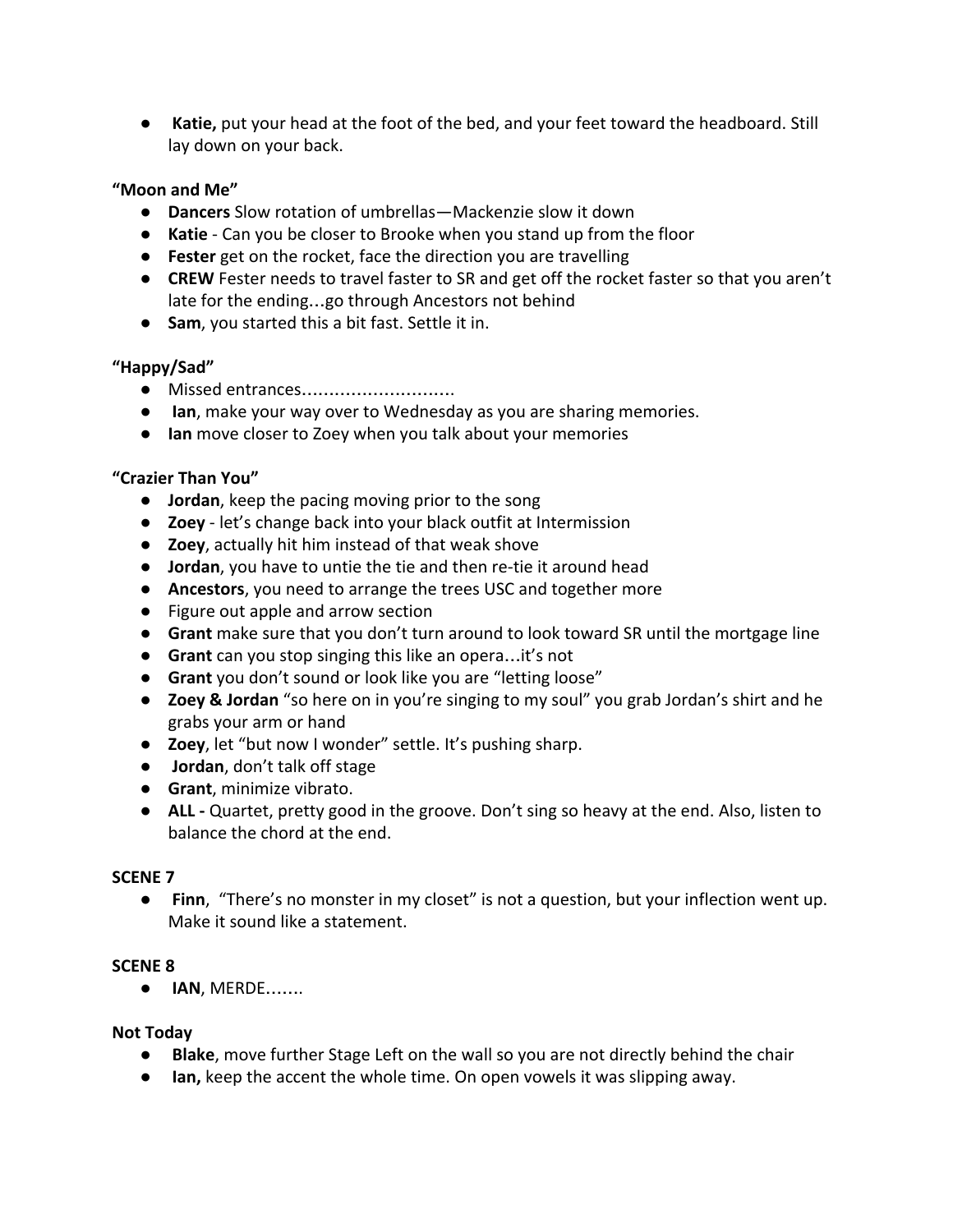- **Katie,** put your head at the foot of the bed, and your feet toward the headboard. Still lay down on your back.

**"Moon and Me"**

- **Dancers** Slow rotation of umbrellas—Mackenzie slow it down
- **Katie** - Can you be closer to Brooke when you stand up from the floor
- **Fester** get on the rocket, face the direction you are travelling
- **CREW** Fester needs to travel faster to SR and get off the rocket faster so that you aren't late for the ending…go through Ancestors not behind
- **Sam**, you started this a bit fast. Settle it in.

**"Happy/Sad"**

- Missed entrances……………………….
- **Ian**, make your way over to Wednesday as you are sharing memories.
- **Ian** move closer to Zoey when you talk about your memories

**"Crazier Than You"**

- **Jordan**, keep the pacing moving prior to the song
- **Zoey** - let's change back into your black outfit at Intermission
- **Zoey**, actually hit him instead of that weak shove
- **Jordan**, you have to untie the tie and then re-tie it around head
- **Ancestors**, you need to arrange the trees USC and together more
- Figure out apple and arrow section
- **Grant** make sure that you don't turn around to look toward SR until the mortgage line
- **Grant** can you stop singing this like an opera…it's not
- **Grant** you don't sound or look like you are "letting loose"
- **Zoey & Jordan** "so here on in you're singing to my soul" you grab Jordan's shirt and he grabs your arm or hand
- **Zoey**, let "but now I wonder" settle. It's pushing sharp.
- **Jordan**, don't talk off stage
- **Grant**, minimize vibrato.
- **ALL -** Quartet, pretty good in the groove. Don't sing so heavy at the end. Also, listen to balance the chord at the end.

**SCENE 7**

- **Finn**, "There's no monster in my closet" is not a question, but your inflection went up. Make it sound like a statement.

**SCENE 8**

- **IAN**, MERDE…….

**Not Today**

- **Blake**, move further Stage Left on the wall so you are not directly behind the chair
- **Ian,** keep the accent the whole time. On open vowels it was slipping away.